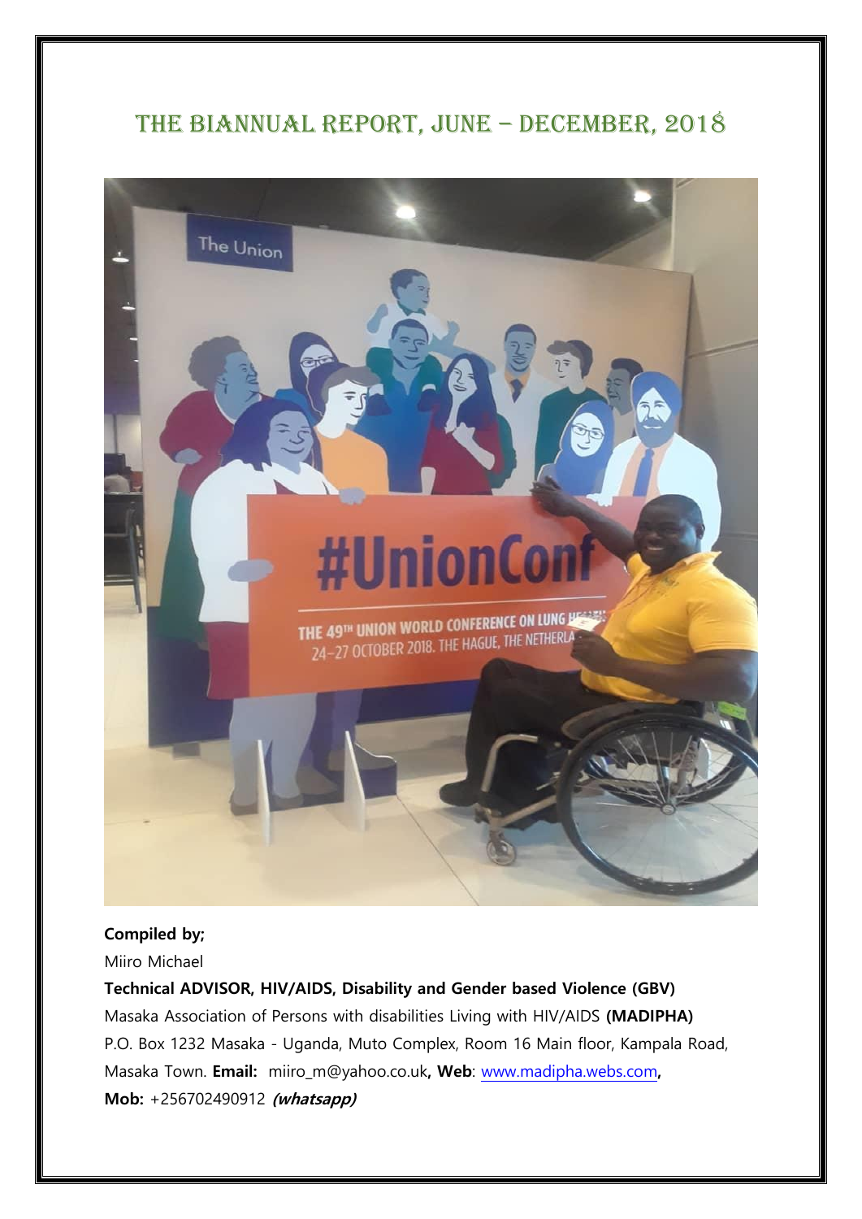# THE BIANNUAL REPORT, JUNE – DECEMBER, 2018

**Compiled by;**

Miiro Michael

**Technical ADVISOR, HIV/AIDS, Disability and Gender based Violence (GBV)**

Masaka Association of Persons with disabilities Living with HIV/AIDS **(MADIPHA)**

P.O. Box 1232 Masaka - Uganda, Muto Complex, Room 16 Main floor, Kampala Road, Masaka Town. **Email:** miiro_m@yahoo.co.uk**, Web**: www.madipha.webs.com**,**

**Mob:** +256702490912 ***(whatsapp)***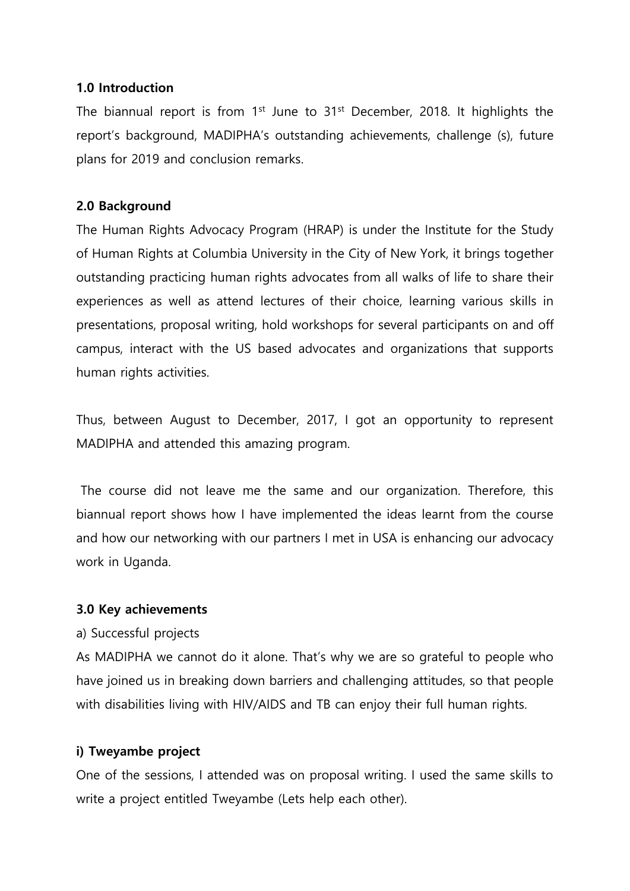## 1.0 Introduction

The biannual report is from 1st June to 31st December, 2018. It highlights the report's background, MADIPHA's outstanding achievements, challenge (s), future plans for 2019 and conclusion remarks.

## 2.0 Background

The Human Rights Advocacy Program (HRAP) is under the Institute for the Study of Human Rights at Columbia University in the City of New York, it brings together outstanding practicing human rights advocates from all walks of life to share their experiences as well as attend lectures of their choice, learning various skills in presentations, proposal writing, hold workshops for several participants on and off campus, interact with the US based advocates and organizations that supports human rights activities.

Thus, between August to December, 2017, I got an opportunity to represent MADIPHA and attended this amazing program.

The course did not leave me the same and our organization. Therefore, this biannual report shows how I have implemented the ideas learnt from the course and how our networking with our partners I met in USA is enhancing our advocacy work in Uganda.

## 3.0 Key achievements

a) Successful projects

As MADIPHA we cannot do it alone. That's why we are so grateful to people who have joined us in breaking down barriers and challenging attitudes, so that people with disabilities living with HIV/AIDS and TB can enjoy their full human rights.

### i) Tweyambe project

One of the sessions, I attended was on proposal writing. I used the same skills to write a project entitled Tweyambe (Lets help each other).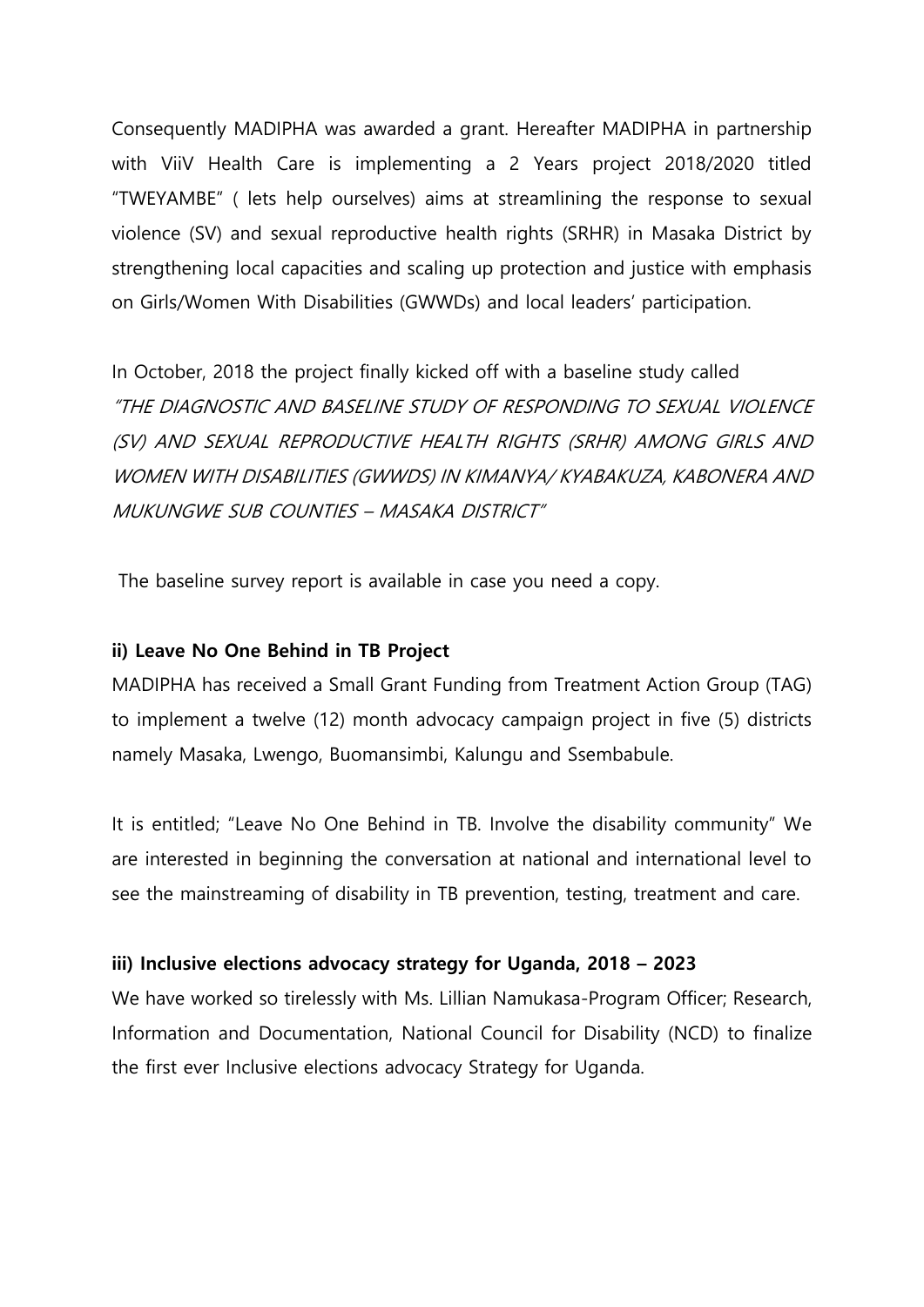Consequently MADIPHA was awarded a grant. Hereafter MADIPHA in partnership with ViiV Health Care is implementing a 2 Years project 2018/2020 titled "TWEYAMBE" ( lets help ourselves) aims at streamlining the response to sexual violence (SV) and sexual reproductive health rights (SRHR) in Masaka District by strengthening local capacities and scaling up protection and justice with emphasis on Girls/Women With Disabilities (GWWDs) and local leaders' participation.

In October, 2018 the project finally kicked off with a baseline study called *"THE DIAGNOSTIC AND BASELINE STUDY OF RESPONDING TO SEXUAL VIOLENCE (SV) AND SEXUAL REPRODUCTIVE HEALTH RIGHTS (SRHR) AMONG GIRLS AND WOMEN WITH DISABILITIES (GWWDS) IN KIMANYA/ KYABAKUZA, KABONERA AND MUKUNGWE SUB COUNTIES – MASAKA DISTRICT"*

The baseline survey report is available in case you need a copy.

**ii) Leave No One Behind in TB Project**

MADIPHA has received a Small Grant Funding from Treatment Action Group (TAG) to implement a twelve (12) month advocacy campaign project in five (5) districts namely Masaka, Lwengo, Buomansimbi, Kalungu and Ssembabule.

It is entitled; "Leave No One Behind in TB. Involve the disability community" We are interested in beginning the conversation at national and international level to see the mainstreaming of disability in TB prevention, testing, treatment and care.

**iii) Inclusive elections advocacy strategy for Uganda, 2018 – 2023**

We have worked so tirelessly with Ms. Lillian Namukasa-Program Officer; Research, Information and Documentation, National Council for Disability (NCD) to finalize the first ever Inclusive elections advocacy Strategy for Uganda.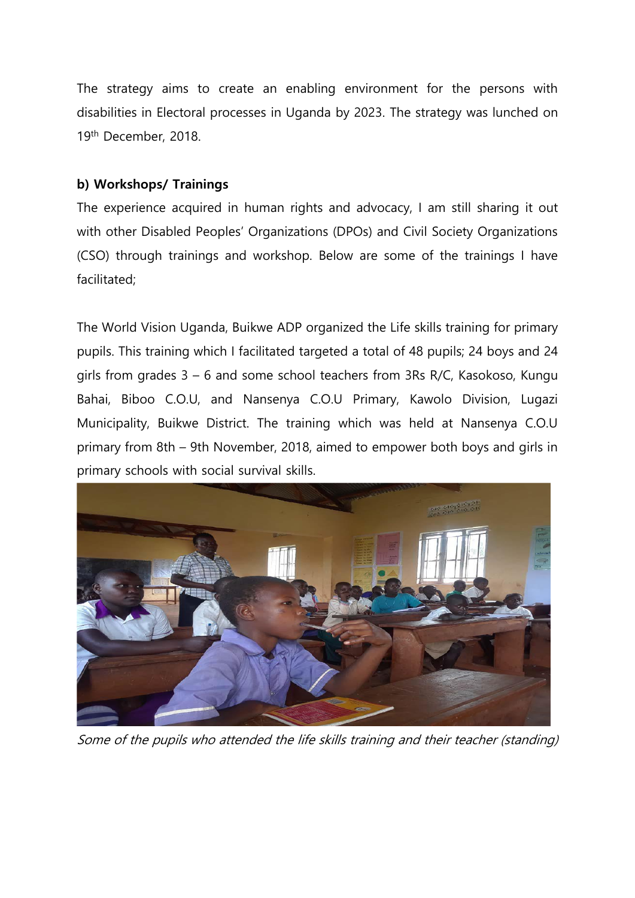The strategy aims to create an enabling environment for the persons with disabilities in Electoral processes in Uganda by 2023. The strategy was lunched on 19th December, 2018.

**b) Workshops/ Trainings**

The experience acquired in human rights and advocacy, I am still sharing it out with other Disabled Peoples' Organizations (DPOs) and Civil Society Organizations (CSO) through trainings and workshop. Below are some of the trainings I have facilitated;

The World Vision Uganda, Buikwe ADP organized the Life skills training for primary pupils. This training which I facilitated targeted a total of 48 pupils; 24 boys and 24 girls from grades 3 – 6 and some school teachers from 3Rs R/C, Kasokoso, Kungu Bahai, Biboo C.O.U, and Nansenya C.O.U Primary, Kawolo Division, Lugazi Municipality, Buikwe District. The training which was held at Nansenya C.O.U primary from 8th – 9th November, 2018, aimed to empower both boys and girls in primary schools with social survival skills.

*Some of the pupils who attended the life skills training and their teacher (standing)*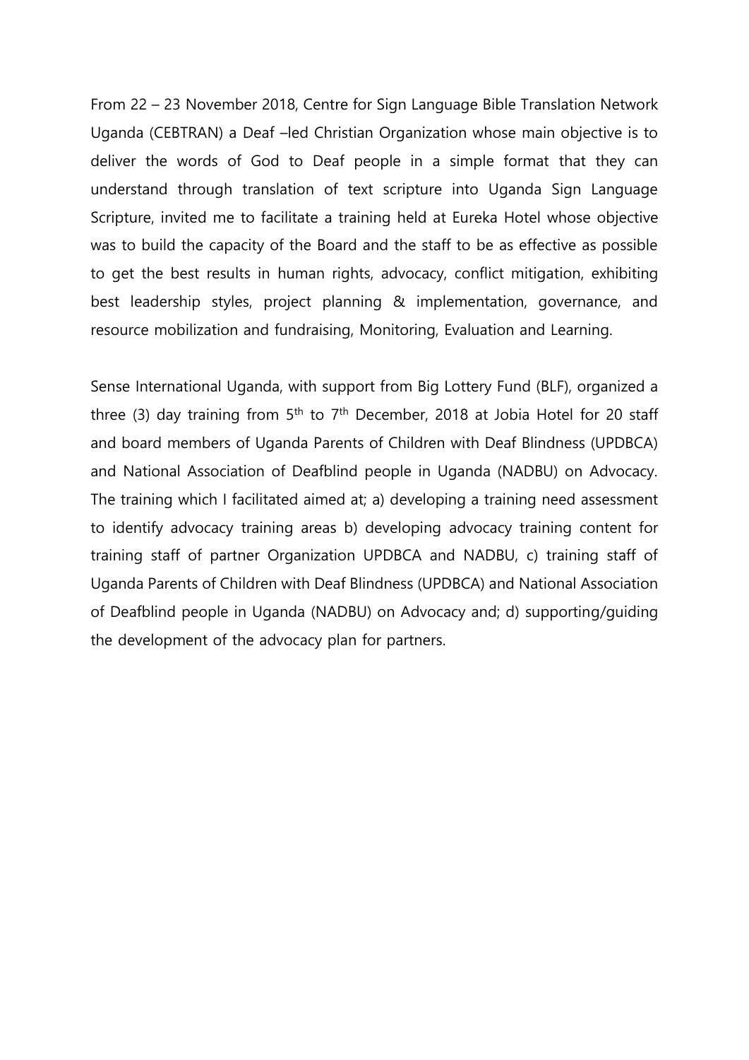From 22 – 23 November 2018, Centre for Sign Language Bible Translation Network Uganda (CEBTRAN) a Deaf –led Christian Organization whose main objective is to deliver the words of God to Deaf people in a simple format that they can understand through translation of text scripture into Uganda Sign Language Scripture, invited me to facilitate a training held at Eureka Hotel whose objective was to build the capacity of the Board and the staff to be as effective as possible to get the best results in human rights, advocacy, conflict mitigation, exhibiting best leadership styles, project planning & implementation, governance, and resource mobilization and fundraising, Monitoring, Evaluation and Learning.

Sense International Uganda, with support from Big Lottery Fund (BLF), organized a three (3) day training from 5th to 7th December, 2018 at Jobia Hotel for 20 staff and board members of Uganda Parents of Children with Deaf Blindness (UPDBCA) and National Association of Deafblind people in Uganda (NADBU) on Advocacy. The training which I facilitated aimed at; a) developing a training need assessment to identify advocacy training areas b) developing advocacy training content for training staff of partner Organization UPDBCA and NADBU, c) training staff of Uganda Parents of Children with Deaf Blindness (UPDBCA) and National Association of Deafblind people in Uganda (NADBU) on Advocacy and; d) supporting/guiding the development of the advocacy plan for partners.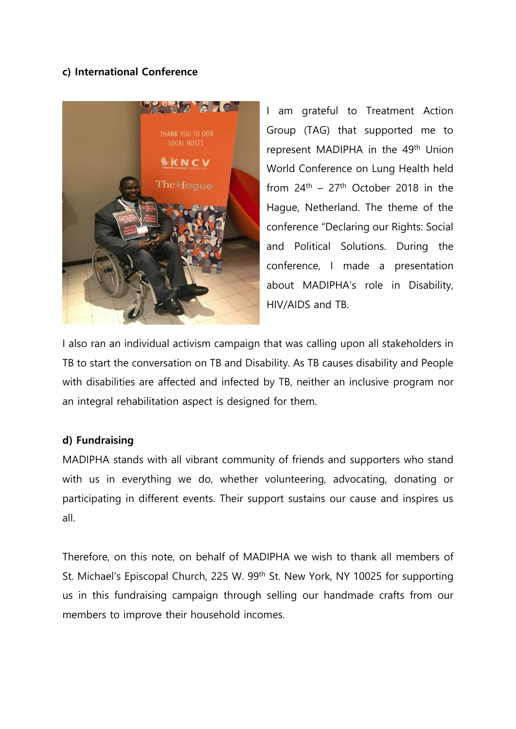**c) International Conference**

I am grateful to Treatment Action Group (TAG) that supported me to represent MADIPHA in the 49th Union World Conference on Lung Health held from 24th – 27th October 2018 in the Hague, Netherland. The theme of the conference "Declaring our Rights: Social and Political Solutions. During the conference, I made a presentation about MADIPHA's role in Disability, HIV/AIDS and TB.

I also ran an individual activism campaign that was calling upon all stakeholders in TB to start the conversation on TB and Disability. As TB causes disability and People with disabilities are affected and infected by TB, neither an inclusive program nor an integral rehabilitation aspect is designed for them.

**d) Fundraising**

MADIPHA stands with all vibrant community of friends and supporters who stand with us in everything we do, whether volunteering, advocating, donating or participating in different events. Their support sustains our cause and inspires us all.

Therefore, on this note, on behalf of MADIPHA we wish to thank all members of St. Michael's Episcopal Church, 225 W. 99th St. New York, NY 10025 for supporting us in this fundraising campaign through selling our handmade crafts from our members to improve their household incomes.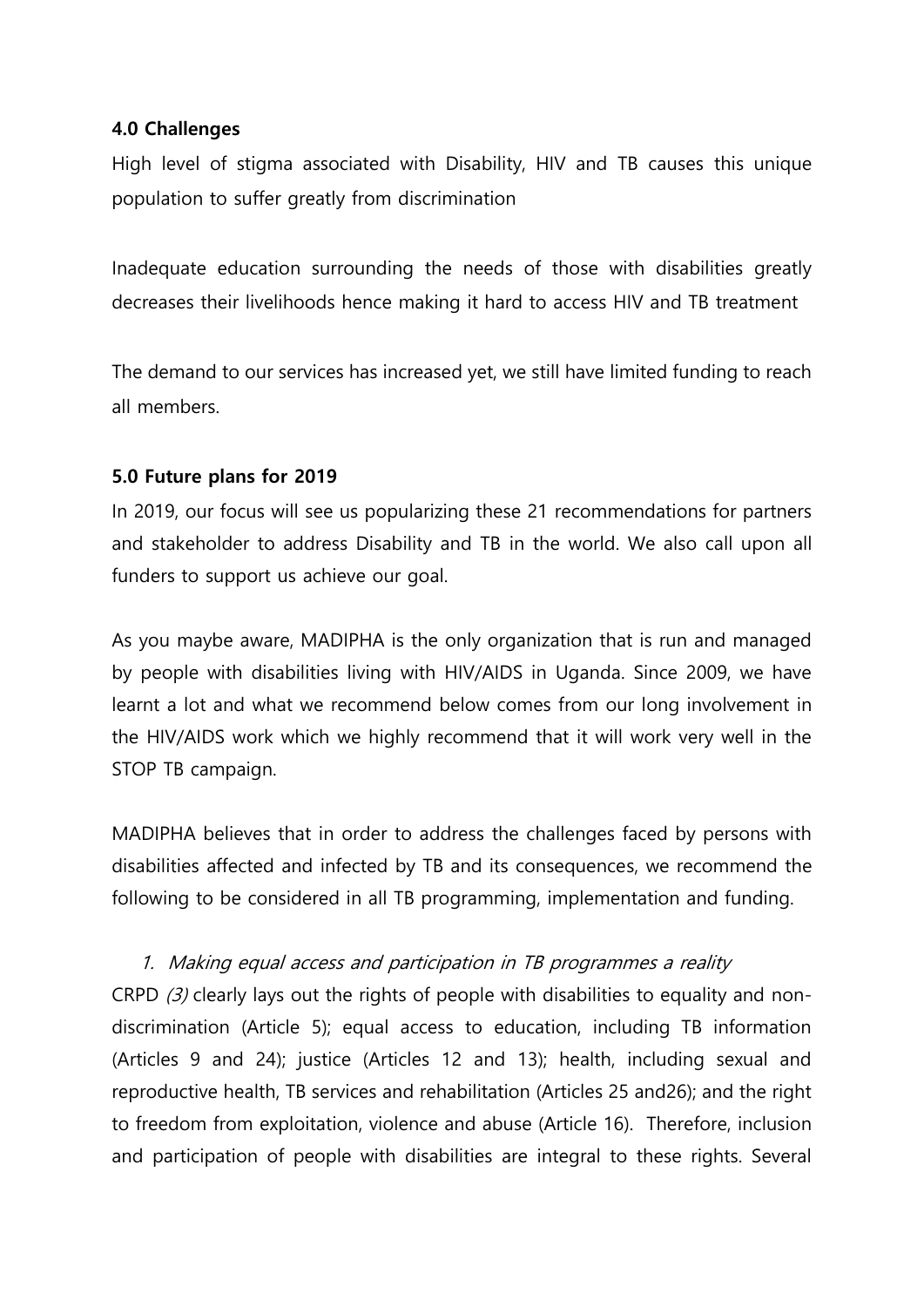#### 4.0 Challenges

High level of stigma associated with Disability, HIV and TB causes this unique population to suffer greatly from discrimination

Inadequate education surrounding the needs of those with disabilities greatly decreases their livelihoods hence making it hard to access HIV and TB treatment

The demand to our services has increased yet, we still have limited funding to reach all members.

#### 5.0 Future plans for 2019

In 2019, our focus will see us popularizing these 21 recommendations for partners and stakeholder to address Disability and TB in the world. We also call upon all funders to support us achieve our goal.

As you maybe aware, MADIPHA is the only organization that is run and managed by people with disabilities living with HIV/AIDS in Uganda. Since 2009, we have learnt a lot and what we recommend below comes from our long involvement in the HIV/AIDS work which we highly recommend that it will work very well in the STOP TB campaign.

MADIPHA believes that in order to address the challenges faced by persons with disabilities affected and infected by TB and its consequences, we recommend the following to be considered in all TB programming, implementation and funding.

1. *Making equal access and participation in TB programmes a reality*

CRPD *(3)* clearly lays out the rights of people with disabilities to equality and non-discrimination (Article 5); equal access to education, including TB information (Articles 9 and 24); justice (Articles 12 and 13); health, including sexual and reproductive health, TB services and rehabilitation (Articles 25 and26); and the right to freedom from exploitation, violence and abuse (Article 16). Therefore, inclusion and participation of people with disabilities are integral to these rights. Several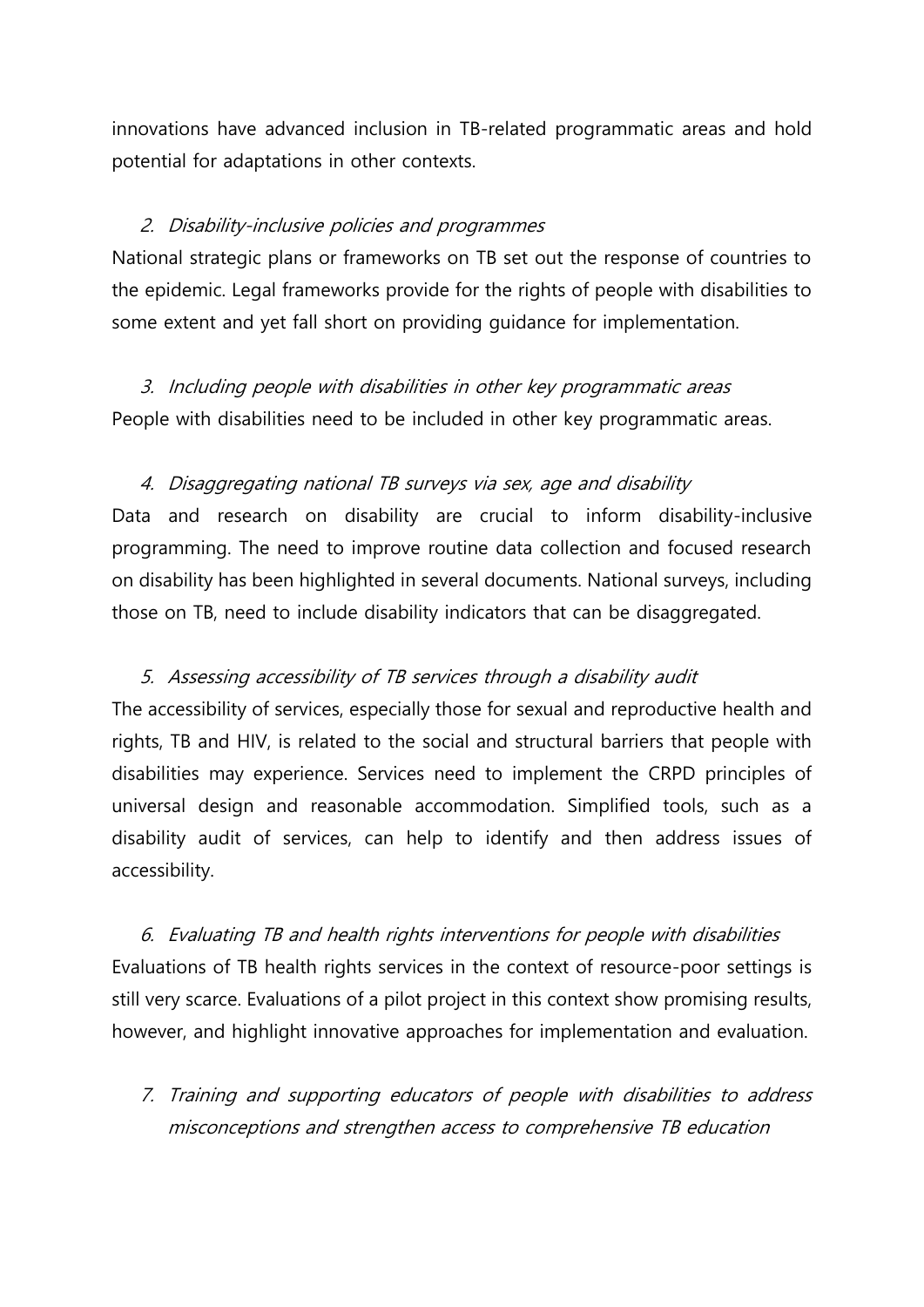innovations have advanced inclusion in TB-related programmatic areas and hold potential for adaptations in other contexts.

2. *Disability-inclusive policies and programmes*

National strategic plans or frameworks on TB set out the response of countries to the epidemic. Legal frameworks provide for the rights of people with disabilities to some extent and yet fall short on providing guidance for implementation.

3. *Including people with disabilities in other key programmatic areas*

People with disabilities need to be included in other key programmatic areas.

4. *Disaggregating national TB surveys via sex, age and disability*

Data and research on disability are crucial to inform disability-inclusive programming. The need to improve routine data collection and focused research on disability has been highlighted in several documents. National surveys, including those on TB, need to include disability indicators that can be disaggregated.

5. *Assessing accessibility of TB services through a disability audit*

The accessibility of services, especially those for sexual and reproductive health and rights, TB and HIV, is related to the social and structural barriers that people with disabilities may experience. Services need to implement the CRPD principles of universal design and reasonable accommodation. Simplified tools, such as a disability audit of services, can help to identify and then address issues of accessibility.

6. *Evaluating TB and health rights interventions for people with disabilities*

Evaluations of TB health rights services in the context of resource-poor settings is still very scarce. Evaluations of a pilot project in this context show promising results, however, and highlight innovative approaches for implementation and evaluation.

7. *Training and supporting educators of people with disabilities to address misconceptions and strengthen access to comprehensive TB education*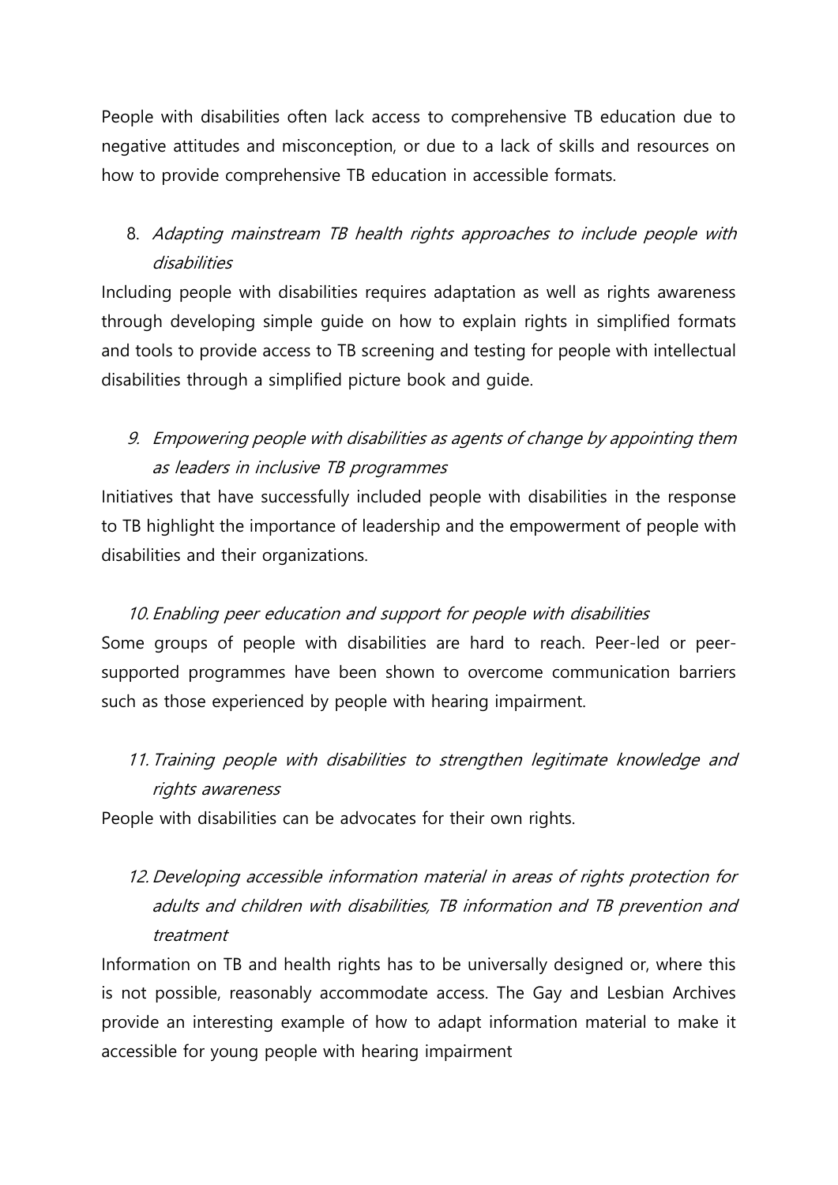People with disabilities often lack access to comprehensive TB education due to negative attitudes and misconception, or due to a lack of skills and resources on how to provide comprehensive TB education in accessible formats.

8. *Adapting mainstream TB health rights approaches to include people with disabilities*

Including people with disabilities requires adaptation as well as rights awareness through developing simple guide on how to explain rights in simplified formats and tools to provide access to TB screening and testing for people with intellectual disabilities through a simplified picture book and guide.

9. *Empowering people with disabilities as agents of change by appointing them as leaders in inclusive TB programmes*

Initiatives that have successfully included people with disabilities in the response to TB highlight the importance of leadership and the empowerment of people with disabilities and their organizations.

10. *Enabling peer education and support for people with disabilities*

Some groups of people with disabilities are hard to reach. Peer-led or peer-supported programmes have been shown to overcome communication barriers such as those experienced by people with hearing impairment.

11. *Training people with disabilities to strengthen legitimate knowledge and rights awareness*

People with disabilities can be advocates for their own rights.

12. *Developing accessible information material in areas of rights protection for adults and children with disabilities, TB information and TB prevention and treatment*

Information on TB and health rights has to be universally designed or, where this is not possible, reasonably accommodate access. The Gay and Lesbian Archives provide an interesting example of how to adapt information material to make it accessible for young people with hearing impairment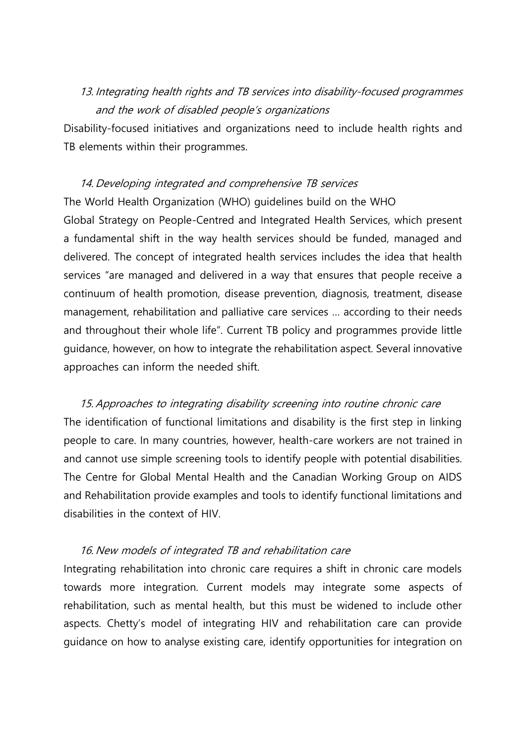### *13. Integrating health rights and TB services into disability-focused programmes and the work of disabled people's organizations*

Disability-focused initiatives and organizations need to include health rights and TB elements within their programmes.

### *14. Developing integrated and comprehensive TB services*

The World Health Organization (WHO) guidelines build on the WHO Global Strategy on People-Centred and Integrated Health Services, which present a fundamental shift in the way health services should be funded, managed and delivered. The concept of integrated health services includes the idea that health services "are managed and delivered in a way that ensures that people receive a continuum of health promotion, disease prevention, diagnosis, treatment, disease management, rehabilitation and palliative care services … according to their needs and throughout their whole life". Current TB policy and programmes provide little guidance, however, on how to integrate the rehabilitation aspect. Several innovative approaches can inform the needed shift.

### *15. Approaches to integrating disability screening into routine chronic care*

The identification of functional limitations and disability is the first step in linking people to care. In many countries, however, health-care workers are not trained in and cannot use simple screening tools to identify people with potential disabilities. The Centre for Global Mental Health and the Canadian Working Group on AIDS and Rehabilitation provide examples and tools to identify functional limitations and disabilities in the context of HIV.

### *16. New models of integrated TB and rehabilitation care*

Integrating rehabilitation into chronic care requires a shift in chronic care models towards more integration. Current models may integrate some aspects of rehabilitation, such as mental health, but this must be widened to include other aspects. Chetty's model of integrating HIV and rehabilitation care can provide guidance on how to analyse existing care, identify opportunities for integration on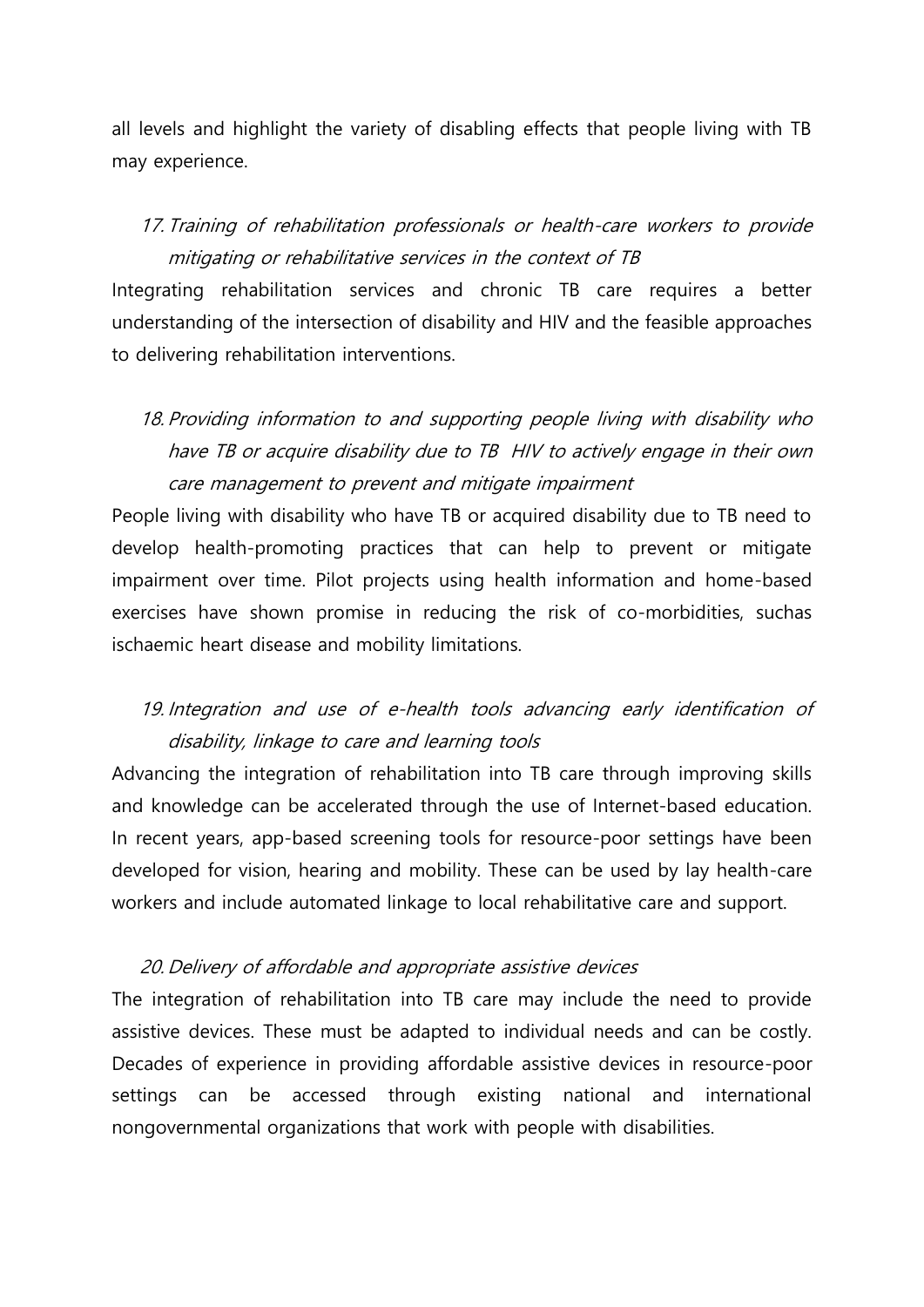all levels and highlight the variety of disabling effects that people living with TB may experience.

17. *Training of rehabilitation professionals or health-care workers to provide mitigating or rehabilitative services in the context of TB*

Integrating rehabilitation services and chronic TB care requires a better understanding of the intersection of disability and HIV and the feasible approaches to delivering rehabilitation interventions.

18. *Providing information to and supporting people living with disability who have TB or acquire disability due to TB HIV to actively engage in their own care management to prevent and mitigate impairment*

People living with disability who have TB or acquired disability due to TB need to develop health-promoting practices that can help to prevent or mitigate impairment over time. Pilot projects using health information and home-based exercises have shown promise in reducing the risk of co-morbidities, suchas ischaemic heart disease and mobility limitations.

19. *Integration and use of e-health tools advancing early identification of disability, linkage to care and learning tools*

Advancing the integration of rehabilitation into TB care through improving skills and knowledge can be accelerated through the use of Internet-based education. In recent years, app-based screening tools for resource-poor settings have been developed for vision, hearing and mobility. These can be used by lay health-care workers and include automated linkage to local rehabilitative care and support.

20. *Delivery of affordable and appropriate assistive devices*

The integration of rehabilitation into TB care may include the need to provide assistive devices. These must be adapted to individual needs and can be costly. Decades of experience in providing affordable assistive devices in resource-poor settings can be accessed through existing national and international nongovernmental organizations that work with people with disabilities.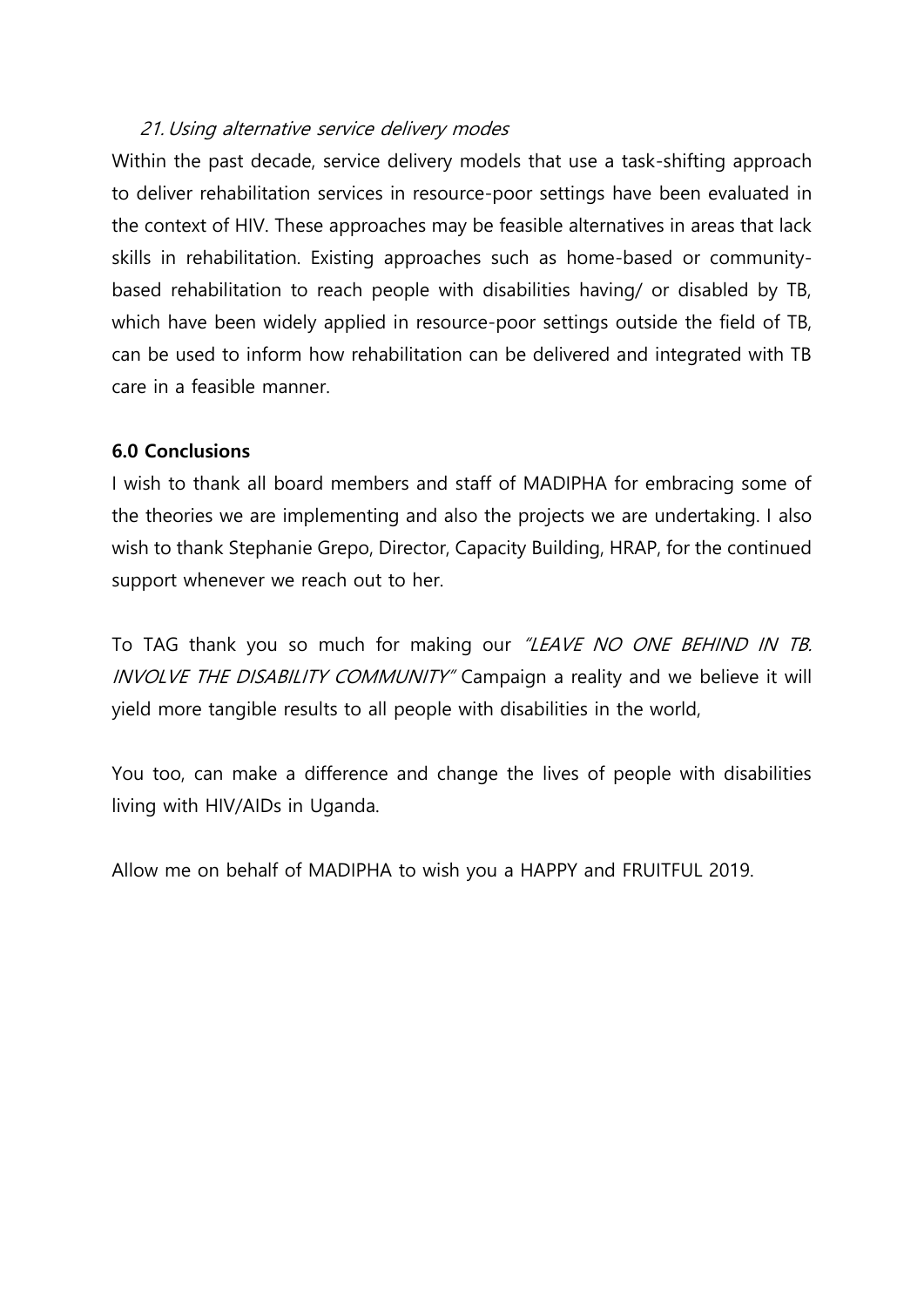*21. Using alternative service delivery modes*

Within the past decade, service delivery models that use a task-shifting approach to deliver rehabilitation services in resource-poor settings have been evaluated in the context of HIV. These approaches may be feasible alternatives in areas that lack skills in rehabilitation. Existing approaches such as home-based or community-based rehabilitation to reach people with disabilities having/ or disabled by TB, which have been widely applied in resource-poor settings outside the field of TB, can be used to inform how rehabilitation can be delivered and integrated with TB care in a feasible manner.

## 6.0 Conclusions

I wish to thank all board members and staff of MADIPHA for embracing some of the theories we are implementing and also the projects we are undertaking. I also wish to thank Stephanie Grepo, Director, Capacity Building, HRAP, for the continued support whenever we reach out to her.

To TAG thank you so much for making our *"LEAVE NO ONE BEHIND IN TB. INVOLVE THE DISABILITY COMMUNITY"* Campaign a reality and we believe it will yield more tangible results to all people with disabilities in the world,

You too, can make a difference and change the lives of people with disabilities living with HIV/AIDs in Uganda.

Allow me on behalf of MADIPHA to wish you a HAPPY and FRUITFUL 2019.